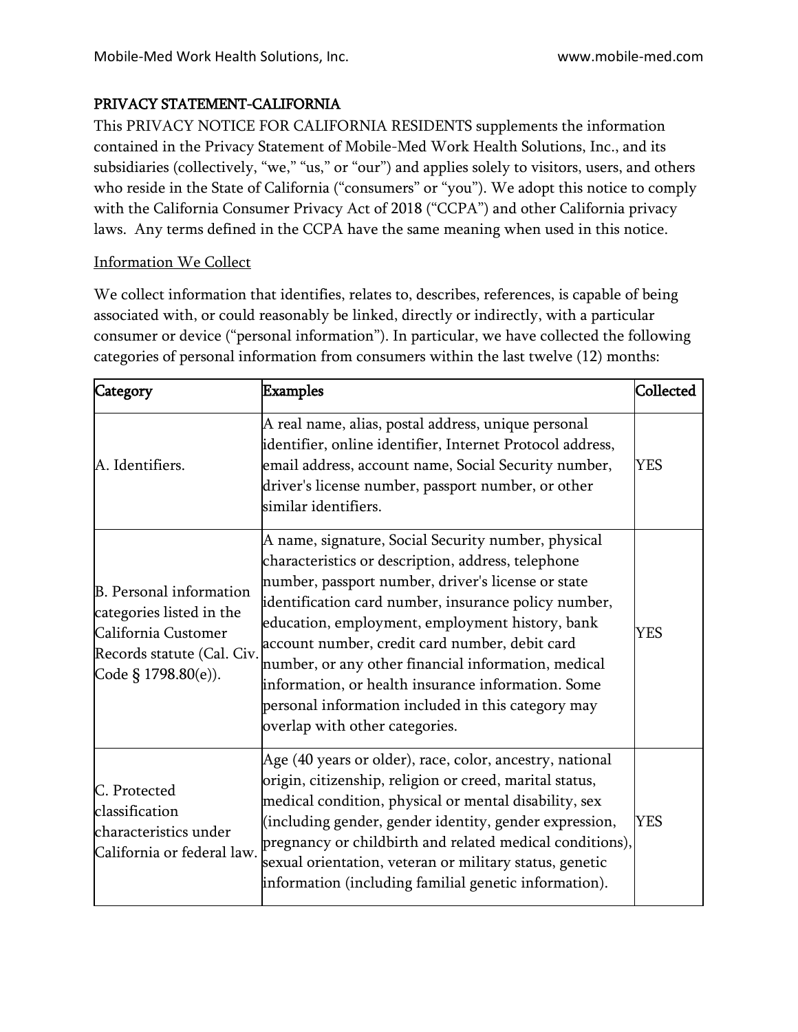## PRIVACY STATEMENT-CALIFORNIA

This PRIVACY NOTICE FOR CALIFORNIA RESIDENTS supplements the information contained in the Privacy Statement of Mobile-Med Work Health Solutions, Inc., and its subsidiaries (collectively, "we," "us," or "our") and applies solely to visitors, users, and others who reside in the State of California ("consumers" or "you"). We adopt this notice to comply with the California Consumer Privacy Act of 2018 ("CCPA") and other California privacy laws. Any terms defined in the CCPA have the same meaning when used in this notice.

### Information We Collect

We collect information that identifies, relates to, describes, references, is capable of being associated with, or could reasonably be linked, directly or indirectly, with a particular consumer or device ("personal information"). In particular, we have collected the following categories of personal information from consumers within the last twelve (12) months:

| Category | Examples | Collected |
|---|---|---|
| A. Identifiers. | A real name, alias, postal address, unique personal identifier, online identifier, Internet Protocol address, email address, account name, Social Security number, driver's license number, passport number, or other similar identifiers. | YES |
| B. Personal information categories listed in the California Customer Records statute (Cal. Civ. Code § 1798.80(e)). | A name, signature, Social Security number, physical characteristics or description, address, telephone number, passport number, driver's license or state identification card number, insurance policy number, education, employment, employment history, bank account number, credit card number, debit card number, or any other financial information, medical information, or health insurance information. Some personal information included in this category may overlap with other categories. | YES |
| C. Protected classification characteristics under California or federal law. | Age (40 years or older), race, color, ancestry, national origin, citizenship, religion or creed, marital status, medical condition, physical or mental disability, sex (including gender, gender identity, gender expression, pregnancy or childbirth and related medical conditions), sexual orientation, veteran or military status, genetic information (including familial genetic information). | YES |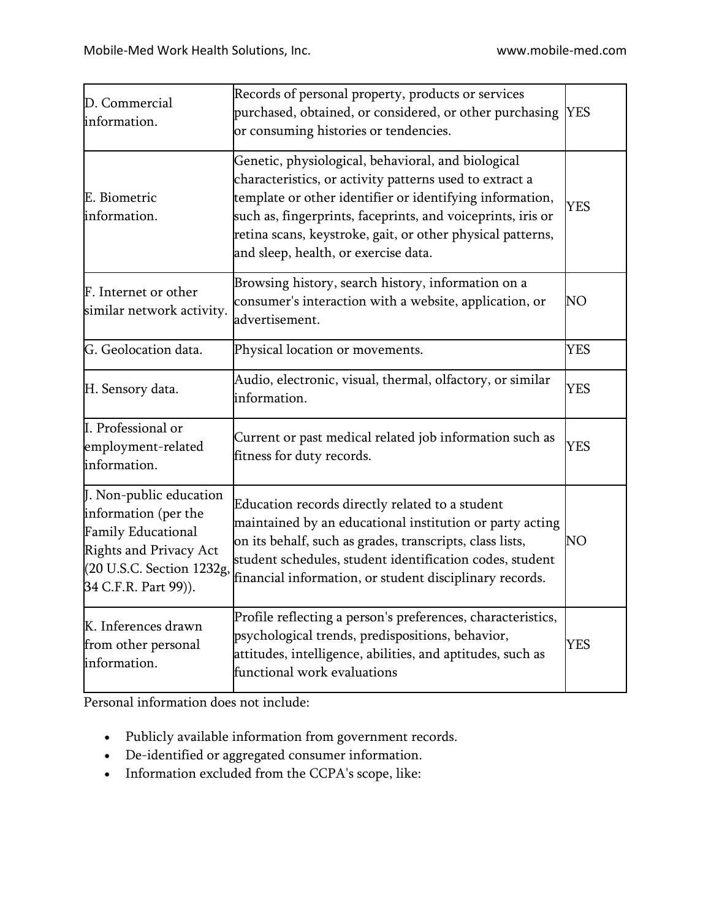| D. Commercial information. | Records of personal property, products or services purchased, obtained, or considered, or other purchasing or consuming histories or tendencies. | YES |
|---|---|---|
| E. Biometric information. | Genetic, physiological, behavioral, and biological characteristics, or activity patterns used to extract a template or other identifier or identifying information, such as, fingerprints, faceprints, and voiceprints, iris or retina scans, keystroke, gait, or other physical patterns, and sleep, health, or exercise data. | YES |
| F. Internet or other similar network activity. | Browsing history, search history, information on a consumer's interaction with a website, application, or advertisement. | NO |
| G. Geolocation data. | Physical location or movements. | YES |
| H. Sensory data. | Audio, electronic, visual, thermal, olfactory, or similar information. | YES |
| I. Professional or employment-related information. | Current or past medical related job information such as fitness for duty records. | YES |
| J. Non-public education information (per the Family Educational Rights and Privacy Act (20 U.S.C. Section 1232g, 34 C.F.R. Part 99)). | Education records directly related to a student maintained by an educational institution or party acting on its behalf, such as grades, transcripts, class lists, student schedules, student identification codes, student financial information, or student disciplinary records. | NO |
| K. Inferences drawn from other personal information. | Profile reflecting a person's preferences, characteristics, psychological trends, predispositions, behavior, attitudes, intelligence, abilities, and aptitudes, such as functional work evaluations | YES |

Personal information does not include:

- Publicly available information from government records.
- De-identified or aggregated consumer information.
- Information excluded from the CCPA's scope, like: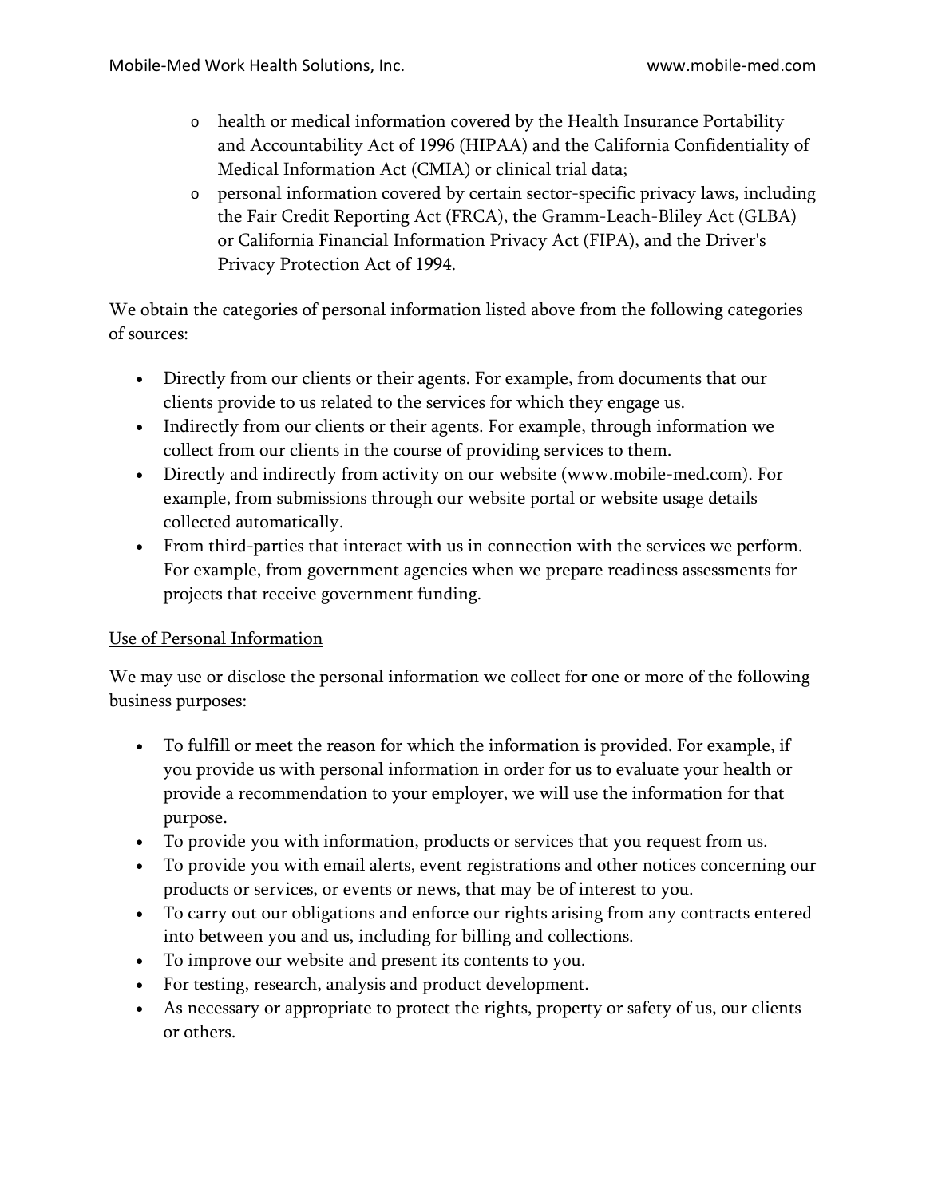- health or medical information covered by the Health Insurance Portability and Accountability Act of 1996 (HIPAA) and the California Confidentiality of Medical Information Act (CMIA) or clinical trial data;
  - personal information covered by certain sector-specific privacy laws, including the Fair Credit Reporting Act (FRCA), the Gramm-Leach-Bliley Act (GLBA) or California Financial Information Privacy Act (FIPA), and the Driver's Privacy Protection Act of 1994.

We obtain the categories of personal information listed above from the following categories of sources:

- Directly from our clients or their agents. For example, from documents that our clients provide to us related to the services for which they engage us.
- Indirectly from our clients or their agents. For example, through information we collect from our clients in the course of providing services to them.
- Directly and indirectly from activity on our website (www.mobile-med.com). For example, from submissions through our website portal or website usage details collected automatically.
- From third-parties that interact with us in connection with the services we perform. For example, from government agencies when we prepare readiness assessments for projects that receive government funding.

<u>Use of Personal Information</u>

We may use or disclose the personal information we collect for one or more of the following business purposes:

- To fulfill or meet the reason for which the information is provided. For example, if you provide us with personal information in order for us to evaluate your health or provide a recommendation to your employer, we will use the information for that purpose.
- To provide you with information, products or services that you request from us.
- To provide you with email alerts, event registrations and other notices concerning our products or services, or events or news, that may be of interest to you.
- To carry out our obligations and enforce our rights arising from any contracts entered into between you and us, including for billing and collections.
- To improve our website and present its contents to you.
- For testing, research, analysis and product development.
- As necessary or appropriate to protect the rights, property or safety of us, our clients or others.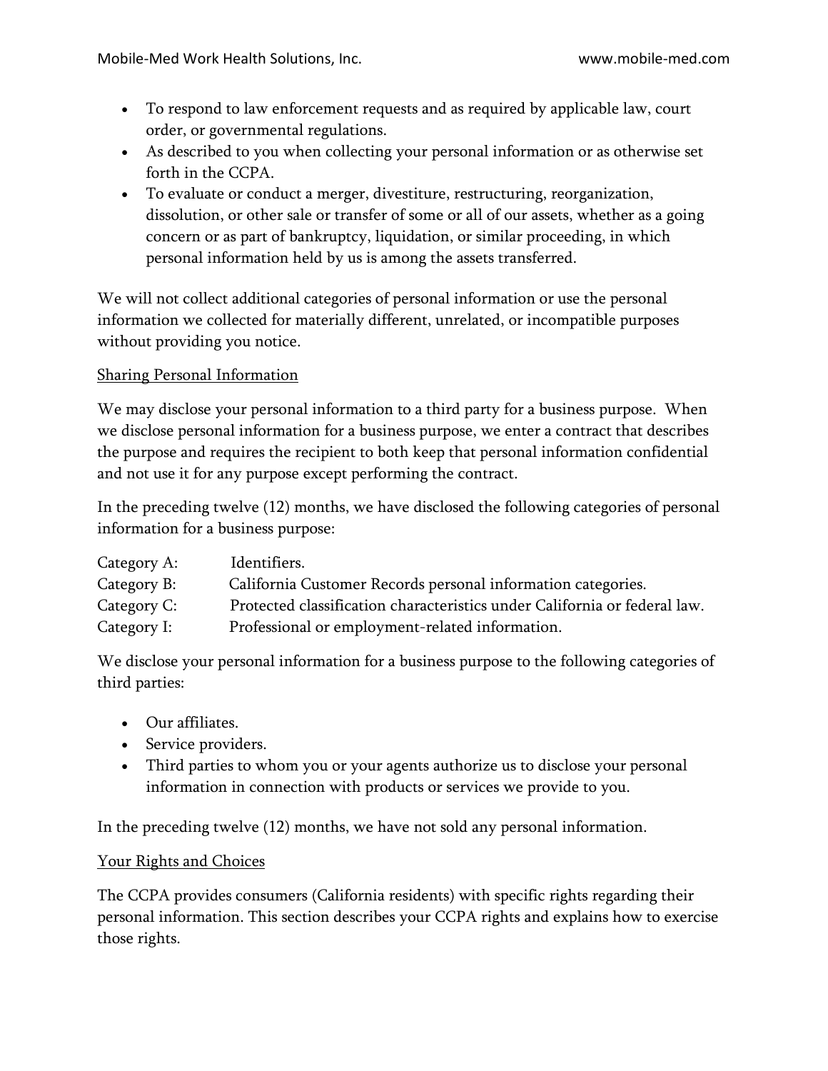- To respond to law enforcement requests and as required by applicable law, court order, or governmental regulations.
- As described to you when collecting your personal information or as otherwise set forth in the CCPA.
- To evaluate or conduct a merger, divestiture, restructuring, reorganization, dissolution, or other sale or transfer of some or all of our assets, whether as a going concern or as part of bankruptcy, liquidation, or similar proceeding, in which personal information held by us is among the assets transferred.

We will not collect additional categories of personal information or use the personal information we collected for materially different, unrelated, or incompatible purposes without providing you notice.

<u>Sharing Personal Information</u>

We may disclose your personal information to a third party for a business purpose. When we disclose personal information for a business purpose, we enter a contract that describes the purpose and requires the recipient to both keep that personal information confidential and not use it for any purpose except performing the contract.

In the preceding twelve (12) months, we have disclosed the following categories of personal information for a business purpose:

Category A: Identifiers.
Category B: California Customer Records personal information categories.
Category C: Protected classification characteristics under California or federal law.
Category I: Professional or employment-related information.

We disclose your personal information for a business purpose to the following categories of third parties:

- Our affiliates.
- Service providers.
- Third parties to whom you or your agents authorize us to disclose your personal information in connection with products or services we provide to you.

In the preceding twelve (12) months, we have not sold any personal information.

<u>Your Rights and Choices</u>

The CCPA provides consumers (California residents) with specific rights regarding their personal information. This section describes your CCPA rights and explains how to exercise those rights.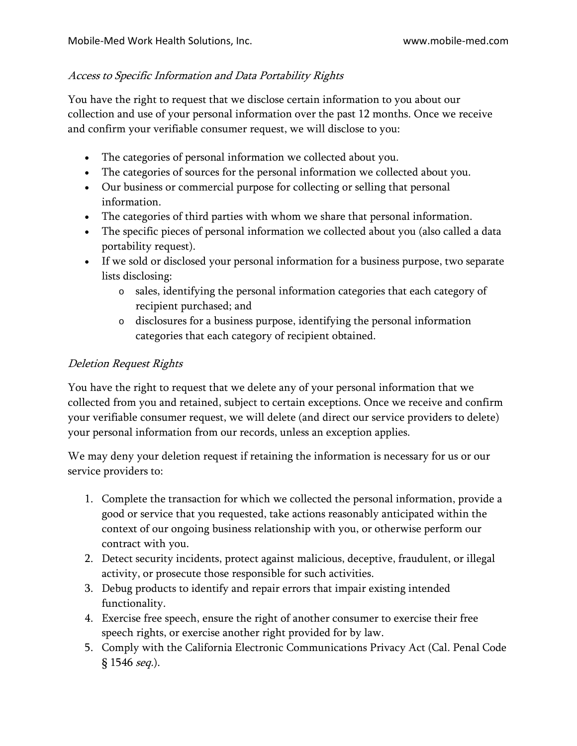*Access to Specific Information and Data Portability Rights*

You have the right to request that we disclose certain information to you about our collection and use of your personal information over the past 12 months. Once we receive and confirm your verifiable consumer request, we will disclose to you:

- The categories of personal information we collected about you.
- The categories of sources for the personal information we collected about you.
- Our business or commercial purpose for collecting or selling that personal information.
- The categories of third parties with whom we share that personal information.
- The specific pieces of personal information we collected about you (also called a data portability request).
- If we sold or disclosed your personal information for a business purpose, two separate lists disclosing:
  - sales, identifying the personal information categories that each category of recipient purchased; and
  - disclosures for a business purpose, identifying the personal information categories that each category of recipient obtained.

*Deletion Request Rights*

You have the right to request that we delete any of your personal information that we collected from you and retained, subject to certain exceptions. Once we receive and confirm your verifiable consumer request, we will delete (and direct our service providers to delete) your personal information from our records, unless an exception applies.

We may deny your deletion request if retaining the information is necessary for us or our service providers to:

1. Complete the transaction for which we collected the personal information, provide a good or service that you requested, take actions reasonably anticipated within the context of our ongoing business relationship with you, or otherwise perform our contract with you.
2. Detect security incidents, protect against malicious, deceptive, fraudulent, or illegal activity, or prosecute those responsible for such activities.
3. Debug products to identify and repair errors that impair existing intended functionality.
4. Exercise free speech, ensure the right of another consumer to exercise their free speech rights, or exercise another right provided for by law.
5. Comply with the California Electronic Communications Privacy Act (Cal. Penal Code § 1546 *seq.*).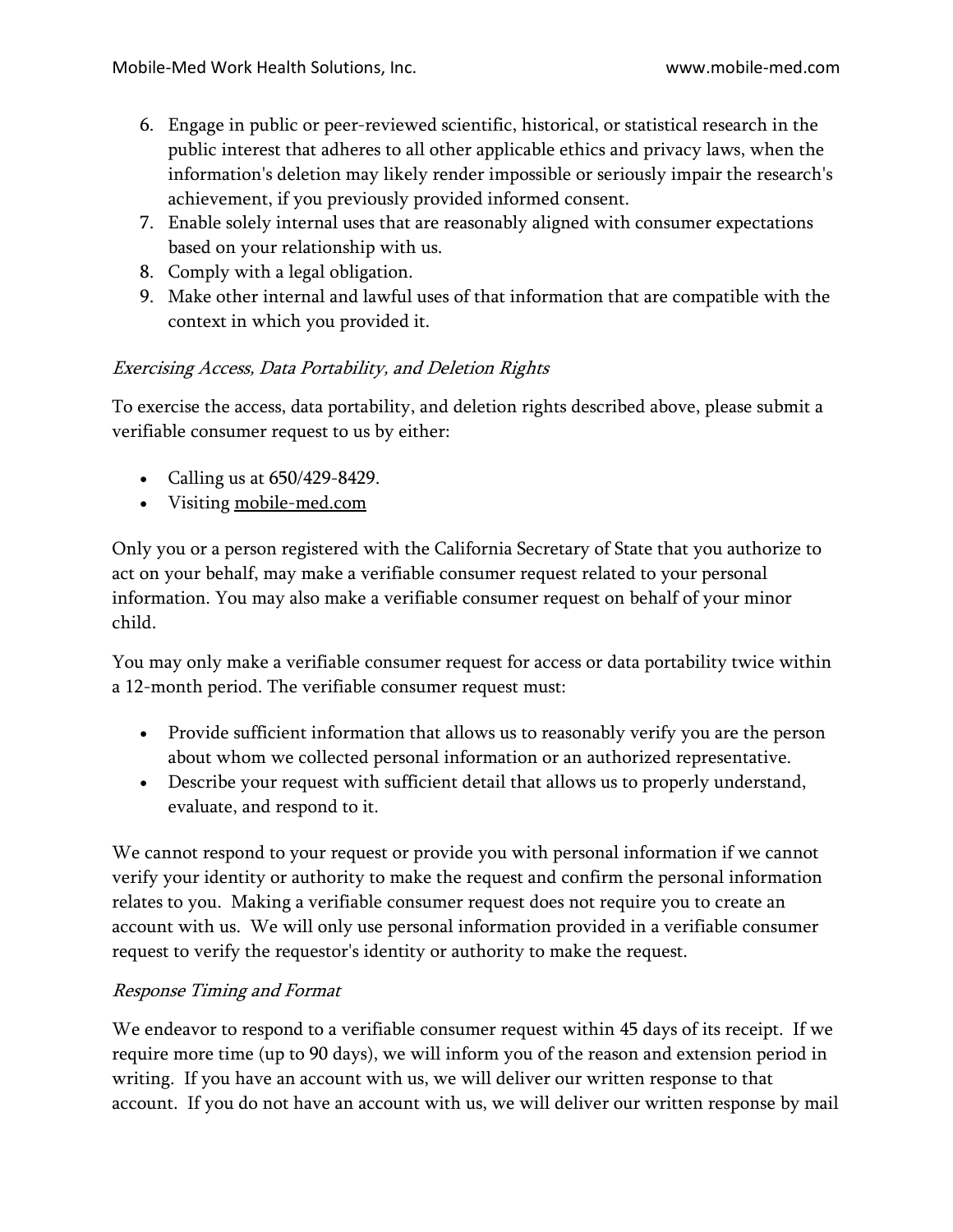6. Engage in public or peer-reviewed scientific, historical, or statistical research in the public interest that adheres to all other applicable ethics and privacy laws, when the information's deletion may likely render impossible or seriously impair the research's achievement, if you previously provided informed consent.
7. Enable solely internal uses that are reasonably aligned with consumer expectations based on your relationship with us.
8. Comply with a legal obligation.
9. Make other internal and lawful uses of that information that are compatible with the context in which you provided it.

*Exercising Access, Data Portability, and Deletion Rights*

To exercise the access, data portability, and deletion rights described above, please submit a verifiable consumer request to us by either:

- Calling us at 650/429-8429.
- Visiting mobile-med.com

Only you or a person registered with the California Secretary of State that you authorize to act on your behalf, may make a verifiable consumer request related to your personal information. You may also make a verifiable consumer request on behalf of your minor child.

You may only make a verifiable consumer request for access or data portability twice within a 12-month period. The verifiable consumer request must:

- Provide sufficient information that allows us to reasonably verify you are the person about whom we collected personal information or an authorized representative.
- Describe your request with sufficient detail that allows us to properly understand, evaluate, and respond to it.

We cannot respond to your request or provide you with personal information if we cannot verify your identity or authority to make the request and confirm the personal information relates to you. Making a verifiable consumer request does not require you to create an account with us. We will only use personal information provided in a verifiable consumer request to verify the requestor's identity or authority to make the request.

*Response Timing and Format*

We endeavor to respond to a verifiable consumer request within 45 days of its receipt. If we require more time (up to 90 days), we will inform you of the reason and extension period in writing. If you have an account with us, we will deliver our written response to that account. If you do not have an account with us, we will deliver our written response by mail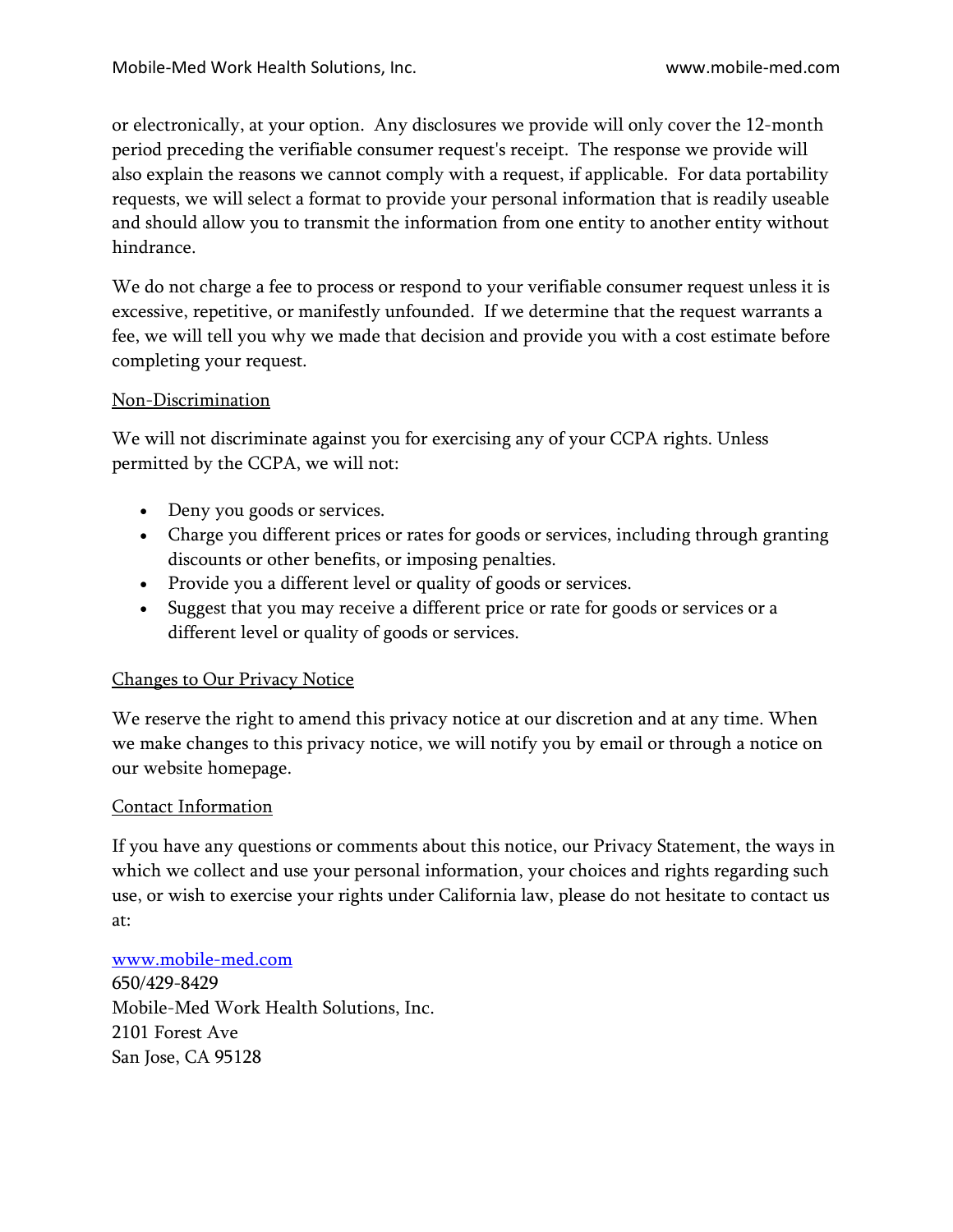or electronically, at your option. Any disclosures we provide will only cover the 12-month period preceding the verifiable consumer request's receipt. The response we provide will also explain the reasons we cannot comply with a request, if applicable. For data portability requests, we will select a format to provide your personal information that is readily useable and should allow you to transmit the information from one entity to another entity without hindrance.

We do not charge a fee to process or respond to your verifiable consumer request unless it is excessive, repetitive, or manifestly unfounded. If we determine that the request warrants a fee, we will tell you why we made that decision and provide you with a cost estimate before completing your request.

## Non-Discrimination

We will not discriminate against you for exercising any of your CCPA rights. Unless permitted by the CCPA, we will not:

- Deny you goods or services.
- Charge you different prices or rates for goods or services, including through granting discounts or other benefits, or imposing penalties.
- Provide you a different level or quality of goods or services.
- Suggest that you may receive a different price or rate for goods or services or a different level or quality of goods or services.

## Changes to Our Privacy Notice

We reserve the right to amend this privacy notice at our discretion and at any time. When we make changes to this privacy notice, we will notify you by email or through a notice on our website homepage.

## Contact Information

If you have any questions or comments about this notice, our Privacy Statement, the ways in which we collect and use your personal information, your choices and rights regarding such use, or wish to exercise your rights under California law, please do not hesitate to contact us at:

[www.mobile-med.com](http://www.mobile-med.com)
650/429-8429
Mobile-Med Work Health Solutions, Inc.
2101 Forest Ave
San Jose, CA 95128